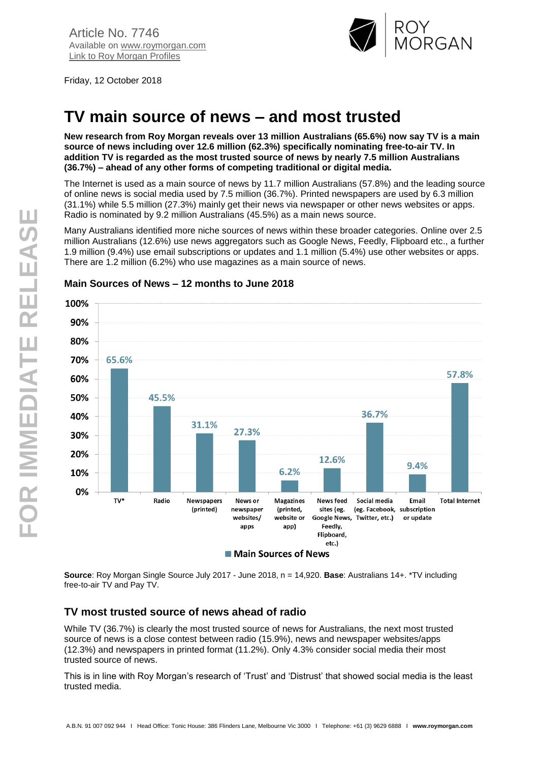Article No. 7746
Available on www.roymorgan.com
Link to Roy Morgan Profiles

Friday, 12 October 2018

# TV main source of news – and most trusted

**New research from Roy Morgan reveals over 13 million Australians (65.6%) now say TV is a main source of news including over 12.6 million (62.3%) specifically nominating free-to-air TV. In addition TV is regarded as the most trusted source of news by nearly 7.5 million Australians (36.7%) – ahead of any other forms of competing traditional or digital media.**

The Internet is used as a main source of news by 11.7 million Australians (57.8%) and the leading source of online news is social media used by 7.5 million (36.7%). Printed newspapers are used by 6.3 million (31.1%) while 5.5 million (27.3%) mainly get their news via newspaper or other news websites or apps. Radio is nominated by 9.2 million Australians (45.5%) as a main news source.

Many Australians identified more niche sources of news within these broader categories. Online over 2.5 million Australians (12.6%) use news aggregators such as Google News, Feedly, Flipboard etc., a further 1.9 million (9.4%) use email subscriptions or updates and 1.1 million (5.4%) use other websites or apps. There are 1.2 million (6.2%) who use magazines as a main source of news.

### Main Sources of News – 12 months to June 2018

| Source | Main Sources of News |
|---|---|
| TV* | 65.6% |
| Radio | 45.5% |
| Newspapers (printed) | 31.1% |
| News or newspaper websites/ apps | 27.3% |
| Magazines (printed, website or app) | 6.2% |
| News feed sites (eg. Google News, Feedly, Flipboard, etc.) | 12.6% |
| Social media (eg. Facebook, Twitter, etc.) | 36.7% |
| Email subscription or update | 9.4% |
| Total Internet | 57.8% |

**Source**: Roy Morgan Single Source July 2017 - June 2018, n = 14,920. **Base**: Australians 14+. *TV including free-to-air TV and Pay TV.

## TV most trusted source of news ahead of radio

While TV (36.7%) is clearly the most trusted source of news for Australians, the next most trusted source of news is a close contest between radio (15.9%), news and newspaper websites/apps (12.3%) and newspapers in printed format (11.2%). Only 4.3% consider social media their most trusted source of news.

This is in line with Roy Morgan's research of 'Trust' and 'Distrust' that showed social media is the least trusted media.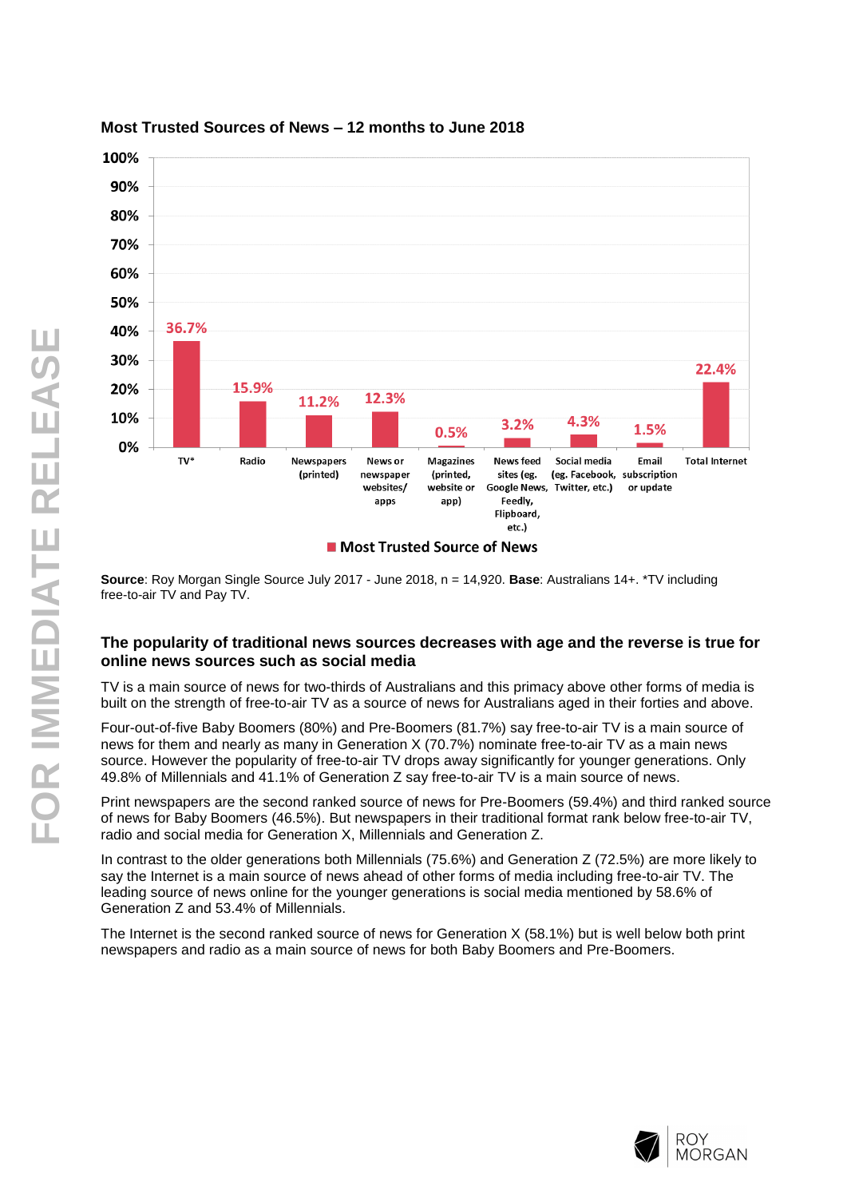**Most Trusted Sources of News – 12 months to June 2018**

| Source | Most Trusted Source of News |
|---|---|
| TV* | 36.7% |
| Radio | 15.9% |
| Newspapers (printed) | 11.2% |
| News or newspaper websites/ apps | 12.3% |
| Magazines (printed, website or app) | 0.5% |
| News feed sites (eg. Google News, Feedly, Flipboard, etc.) | 3.2% |
| Social media (eg. Facebook, Twitter, etc.) | 4.3% |
| Email subscription or update | 1.5% |
| Total Internet | 22.4% |

**Source**: Roy Morgan Single Source July 2017 - June 2018, n = 14,920. **Base**: Australians 14+. *TV including free-to-air TV and Pay TV.

## The popularity of traditional news sources decreases with age and the reverse is true for online news sources such as social media

TV is a main source of news for two-thirds of Australians and this primacy above other forms of media is built on the strength of free-to-air TV as a source of news for Australians aged in their forties and above.

Four-out-of-five Baby Boomers (80%) and Pre-Boomers (81.7%) say free-to-air TV is a main source of news for them and nearly as many in Generation X (70.7%) nominate free-to-air TV as a main news source. However the popularity of free-to-air TV drops away significantly for younger generations. Only 49.8% of Millennials and 41.1% of Generation Z say free-to-air TV is a main source of news.

Print newspapers are the second ranked source of news for Pre-Boomers (59.4%) and third ranked source of news for Baby Boomers (46.5%). But newspapers in their traditional format rank below free-to-air TV, radio and social media for Generation X, Millennials and Generation Z.

In contrast to the older generations both Millennials (75.6%) and Generation Z (72.5%) are more likely to say the Internet is a main source of news ahead of other forms of media including free-to-air TV. The leading source of news online for the younger generations is social media mentioned by 58.6% of Generation Z and 53.4% of Millennials.

The Internet is the second ranked source of news for Generation X (58.1%) but is well below both print newspapers and radio as a main source of news for both Baby Boomers and Pre-Boomers.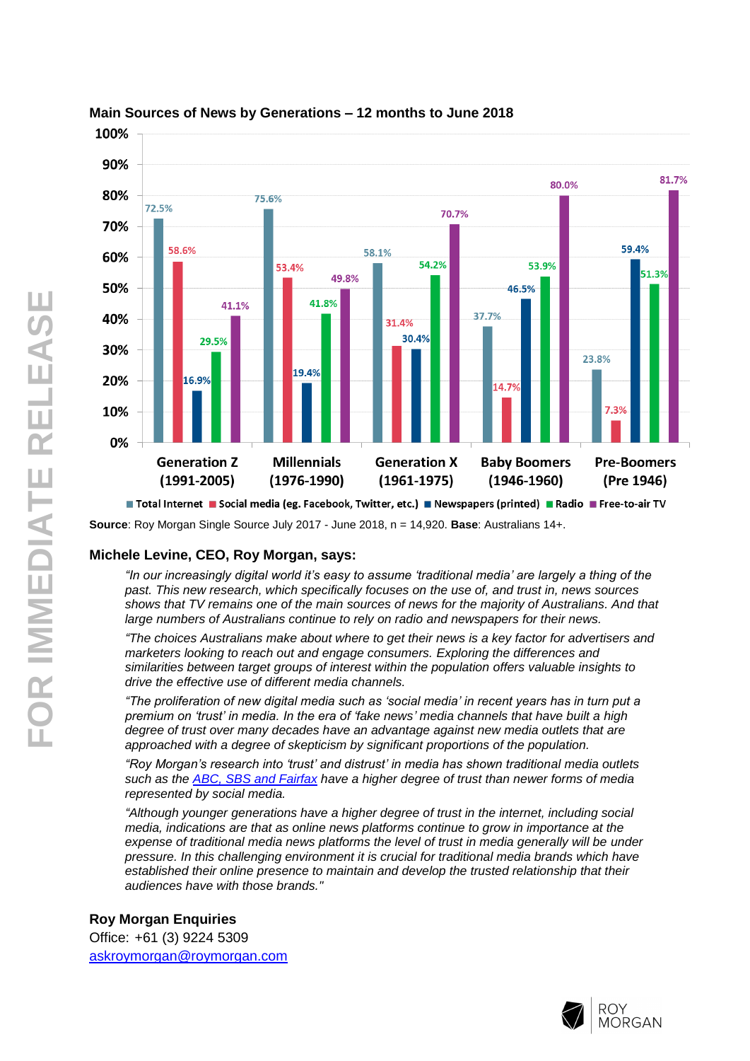**Main Sources of News by Generations – 12 months to June 2018**

| | Total Internet | Social media (eg. Facebook, Twitter, etc.) | Newspapers (printed) | Radio | Free-to-air TV |
|---|---|---|---|---|---|
| Generation Z (1991-2005) | 72.5% | 58.6% | 16.9% | 29.5% | 41.1% |
| Millennials (1976-1990) | 75.6% | 53.4% | 19.4% | 41.8% | 49.8% |
| Generation X (1961-1975) | 58.1% | 31.4% | 30.4% | 54.2% | 70.7% |
| Baby Boomers (1946-1960) | 37.7% | 14.7% | 46.5% | 53.9% | 80.0% |
| Pre-Boomers (Pre 1946) | 23.8% | 7.3% | 59.4% | 51.3% | 81.7% |

**Source**: Roy Morgan Single Source July 2017 - June 2018, n = 14,920. **Base**: Australians 14+.

### Michele Levine, CEO, Roy Morgan, says:

*"In our increasingly digital world it's easy to assume 'traditional media' are largely a thing of the past. This new research, which specifically focuses on the use of, and trust in, news sources shows that TV remains one of the main sources of news for the majority of Australians. And that large numbers of Australians continue to rely on radio and newspapers for their news.*

*"The choices Australians make about where to get their news is a key factor for advertisers and marketers looking to reach out and engage consumers. Exploring the differences and similarities between target groups of interest within the population offers valuable insights to drive the effective use of different media channels.*

*"The proliferation of new digital media such as 'social media' in recent years has in turn put a premium on 'trust' in media. In the era of 'fake news' media channels that have built a high degree of trust over many decades have an advantage against new media outlets that are approached with a degree of skepticism by significant proportions of the population.*

*"Roy Morgan's research into 'trust' and distrust' in media has shown traditional media outlets such as the ABC, SBS and Fairfax have a higher degree of trust than newer forms of media represented by social media.*

*"Although younger generations have a higher degree of trust in the internet, including social media, indications are that as online news platforms continue to grow in importance at the expense of traditional media news platforms the level of trust in media generally will be under pressure. In this challenging environment it is crucial for traditional media brands which have established their online presence to maintain and develop the trusted relationship that their audiences have with those brands."*

**Roy Morgan Enquiries**
Office: +61 (3) 9224 5309
askroymorgan@roymorgan.com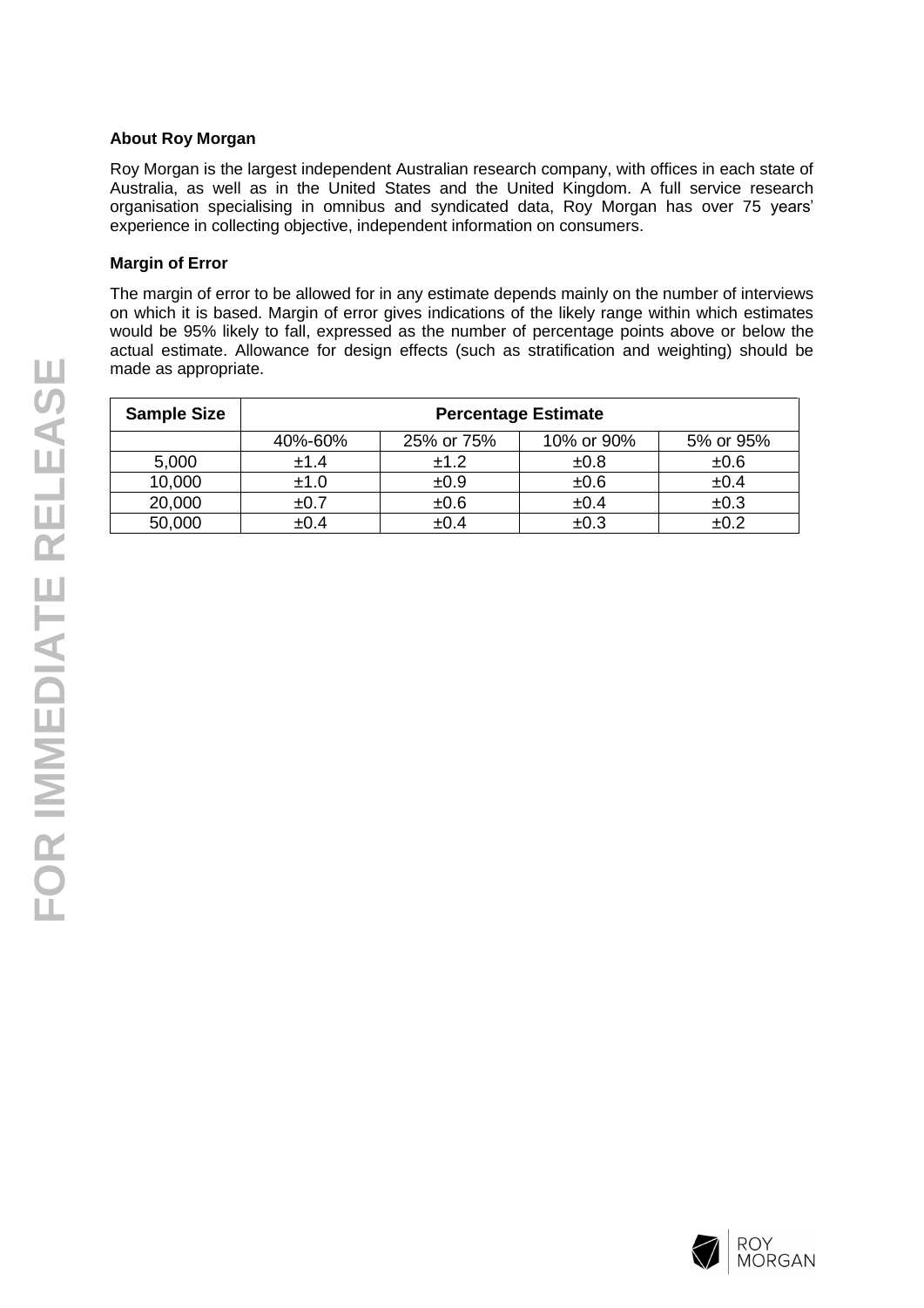### About Roy Morgan

Roy Morgan is the largest independent Australian research company, with offices in each state of Australia, as well as in the United States and the United Kingdom. A full service research organisation specialising in omnibus and syndicated data, Roy Morgan has over 75 years' experience in collecting objective, independent information on consumers.

### Margin of Error

The margin of error to be allowed for in any estimate depends mainly on the number of interviews on which it is based. Margin of error gives indications of the likely range within which estimates would be 95% likely to fall, expressed as the number of percentage points above or below the actual estimate. Allowance for design effects (such as stratification and weighting) should be made as appropriate.

| Sample Size | Percentage Estimate | | | |
|---|---|---|---|---|
| | 40%-60% | 25% or 75% | 10% or 90% | 5% or 95% |
| 5,000 | ±1.4 | ±1.2 | ±0.8 | ±0.6 |
| 10,000 | ±1.0 | ±0.9 | ±0.6 | ±0.4 |
| 20,000 | ±0.7 | ±0.6 | ±0.4 | ±0.3 |
| 50,000 | ±0.4 | ±0.4 | ±0.3 | ±0.2 |